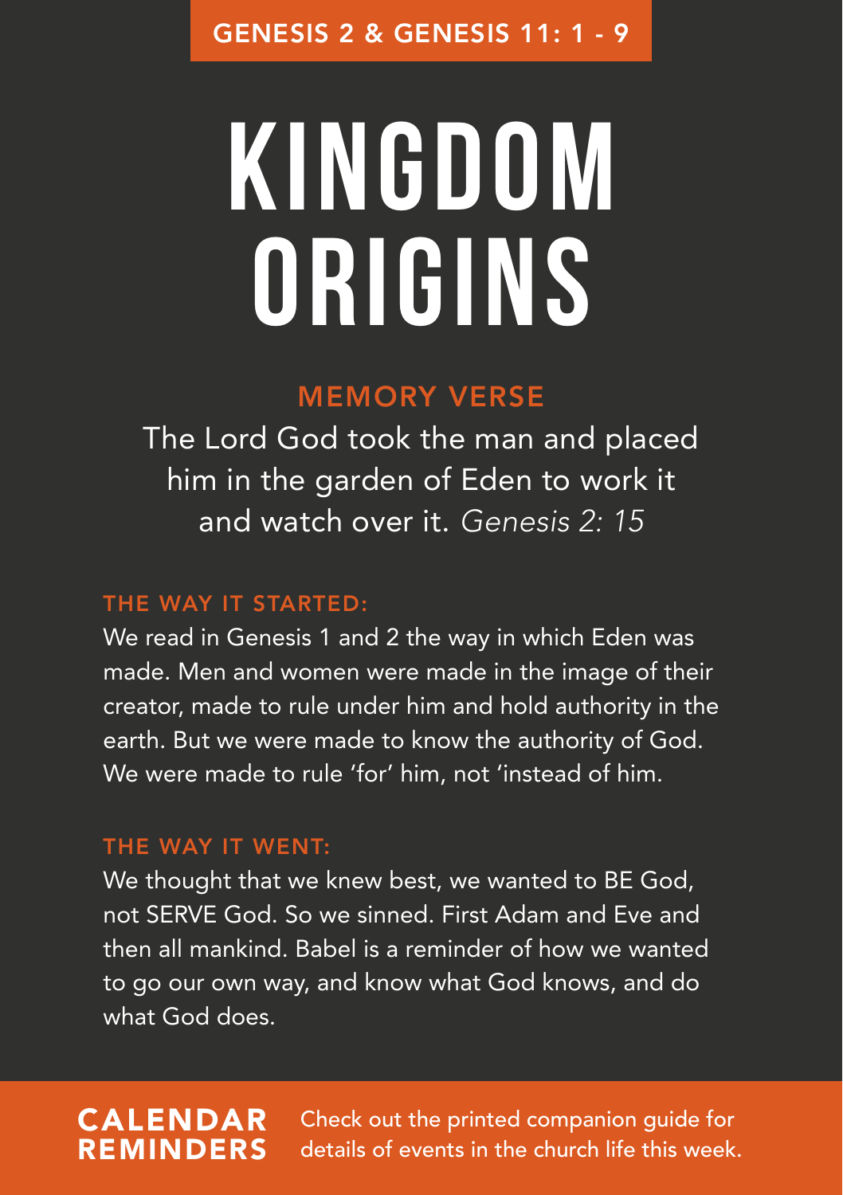GENESIS 2 & GENESIS 11: 1 - 9

# KINGDOM ORIGINS

## MEMORY VERSE

The Lord God took the man and placed him in the garden of Eden to work it and watch over it. *Genesis 2: 15*

### THE WAY IT STARTED:

We read in Genesis 1 and 2 the way in which Eden was made. Men and women were made in the image of their creator, made to rule under him and hold authority in the earth. But we were made to know the authority of God. We were made to rule 'for' him, not 'instead of him.

### THE WAY IT WENT:

We thought that we knew best, we wanted to BE God, not SERVE God. So we sinned. First Adam and Eve and then all mankind. Babel is a reminder of how we wanted to go our own way, and know what God knows, and do what God does.

**CALENDAR REMINDERS**

Check out the printed companion guide for details of events in the church life this week.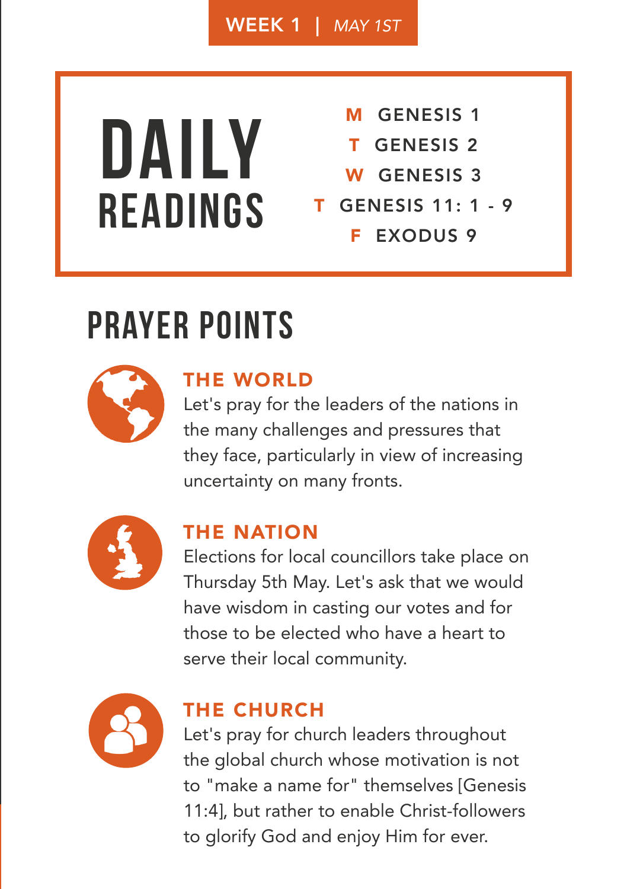**WEEK 1** | *MAY 1ST*

# DAILY READINGS

- **M** GENESIS 1
- **T** GENESIS 2
- **W** GENESIS 3
- **T** GENESIS 11: 1 - 9
- **F** EXODUS 9

# PRAYER POINTS

### THE WORLD

Let's pray for the leaders of the nations in the many challenges and pressures that they face, particularly in view of increasing uncertainty on many fronts.

### THE NATION

Elections for local councillors take place on Thursday 5th May. Let's ask that we would have wisdom in casting our votes and for those to be elected who have a heart to serve their local community.

### THE CHURCH

Let's pray for church leaders throughout the global church whose motivation is not to "make a name for" themselves [Genesis 11:4], but rather to enable Christ-followers to glorify God and enjoy Him for ever.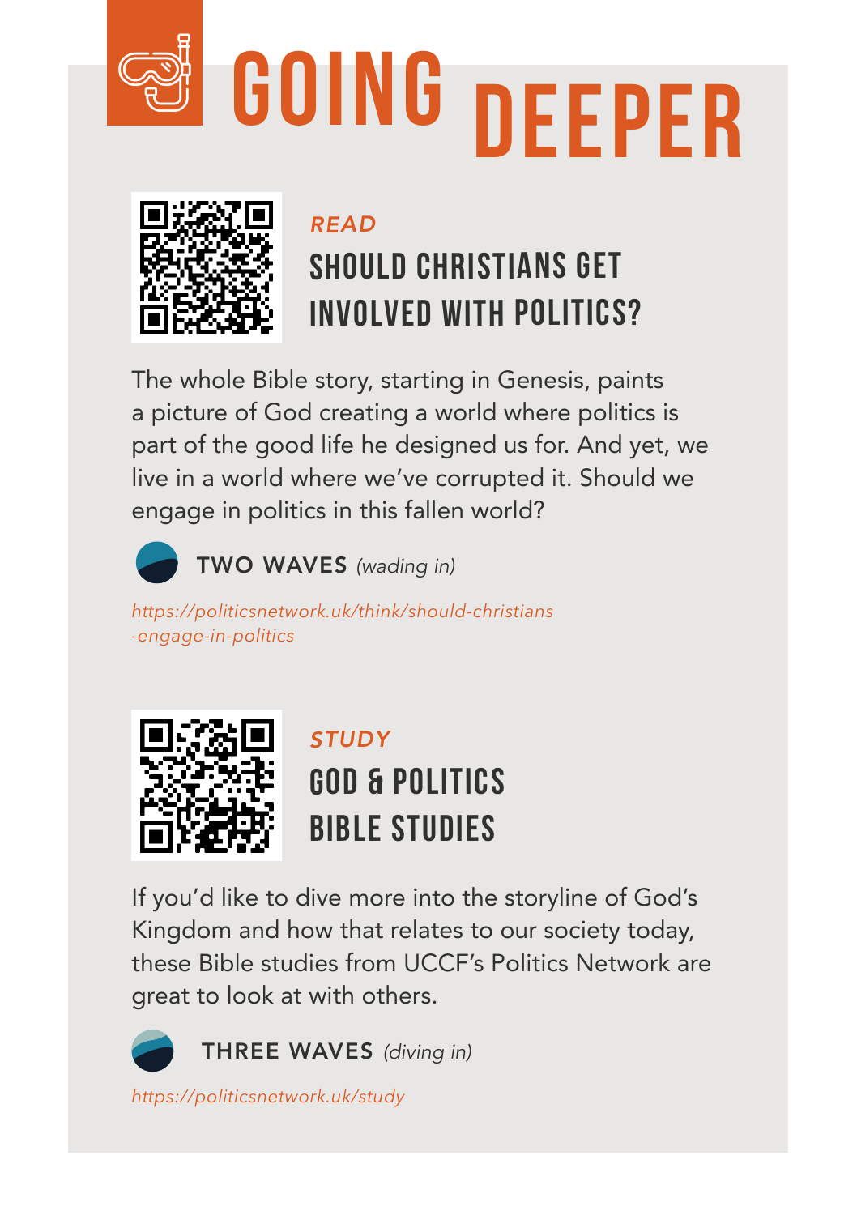# GOING DEEPER

*READ*

## SHOULD CHRISTIANS GET INVOLVED WITH POLITICS?

The whole Bible story, starting in Genesis, paints a picture of God creating a world where politics is part of the good life he designed us for. And yet, we live in a world where we've corrupted it. Should we engage in politics in this fallen world?

**TWO WAVES** *(wading in)*

*https://politicsnetwork.uk/think/should-christians-engage-in-politics*

*STUDY*

## GOD & POLITICS BIBLE STUDIES

If you'd like to dive more into the storyline of God's Kingdom and how that relates to our society today, these Bible studies from UCCF's Politics Network are great to look at with others.

**THREE WAVES** *(diving in)*

*https://politicsnetwork.uk/study*